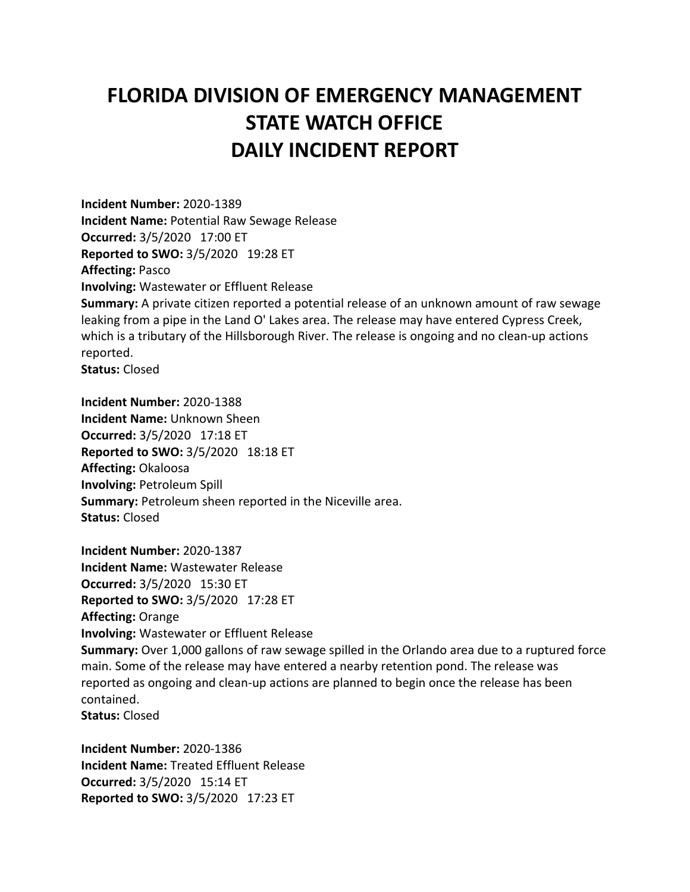# FLORIDA DIVISION OF EMERGENCY MANAGEMENT
# STATE WATCH OFFICE
# DAILY INCIDENT REPORT

**Incident Number:** 2020-1389
**Incident Name:** Potential Raw Sewage Release
**Occurred:** 3/5/2020 17:00 ET
**Reported to SWO:** 3/5/2020 19:28 ET
**Affecting:** Pasco
**Involving:** Wastewater or Effluent Release
**Summary:** A private citizen reported a potential release of an unknown amount of raw sewage leaking from a pipe in the Land O' Lakes area. The release may have entered Cypress Creek, which is a tributary of the Hillsborough River. The release is ongoing and no clean-up actions reported.
**Status:** Closed

**Incident Number:** 2020-1388
**Incident Name:** Unknown Sheen
**Occurred:** 3/5/2020 17:18 ET
**Reported to SWO:** 3/5/2020 18:18 ET
**Affecting:** Okaloosa
**Involving:** Petroleum Spill
**Summary:** Petroleum sheen reported in the Niceville area.
**Status:** Closed

**Incident Number:** 2020-1387
**Incident Name:** Wastewater Release
**Occurred:** 3/5/2020 15:30 ET
**Reported to SWO:** 3/5/2020 17:28 ET
**Affecting:** Orange
**Involving:** Wastewater or Effluent Release
**Summary:** Over 1,000 gallons of raw sewage spilled in the Orlando area due to a ruptured force main. Some of the release may have entered a nearby retention pond. The release was reported as ongoing and clean-up actions are planned to begin once the release has been contained.
**Status:** Closed

**Incident Number:** 2020-1386
**Incident Name:** Treated Effluent Release
**Occurred:** 3/5/2020 15:14 ET
**Reported to SWO:** 3/5/2020 17:23 ET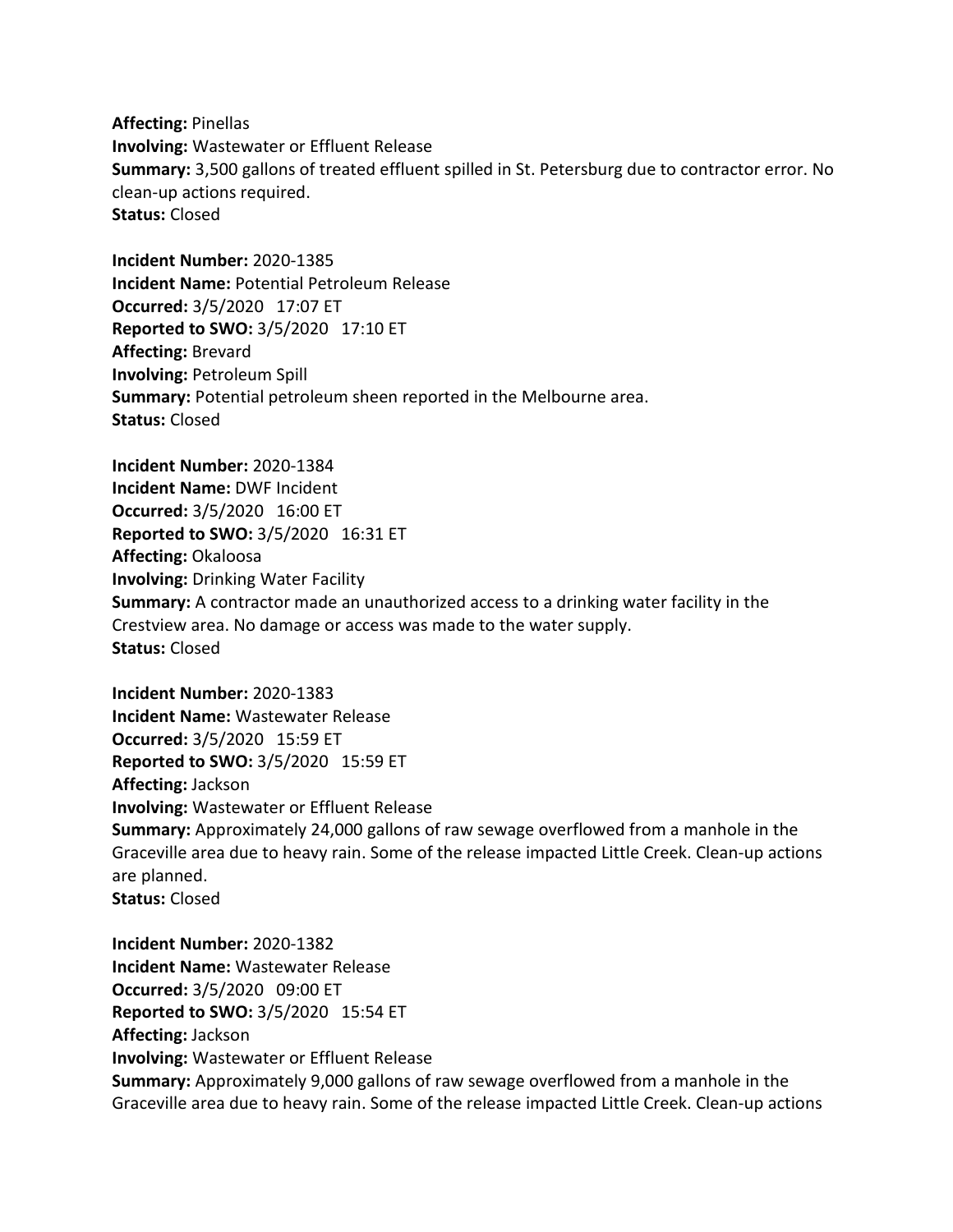**Affecting:** Pinellas
**Involving:** Wastewater or Effluent Release
**Summary:** 3,500 gallons of treated effluent spilled in St. Petersburg due to contractor error. No clean-up actions required.
**Status:** Closed

**Incident Number:** 2020-1385
**Incident Name:** Potential Petroleum Release
**Occurred:** 3/5/2020 17:07 ET
**Reported to SWO:** 3/5/2020 17:10 ET
**Affecting:** Brevard
**Involving:** Petroleum Spill
**Summary:** Potential petroleum sheen reported in the Melbourne area.
**Status:** Closed

**Incident Number:** 2020-1384
**Incident Name:** DWF Incident
**Occurred:** 3/5/2020 16:00 ET
**Reported to SWO:** 3/5/2020 16:31 ET
**Affecting:** Okaloosa
**Involving:** Drinking Water Facility
**Summary:** A contractor made an unauthorized access to a drinking water facility in the Crestview area. No damage or access was made to the water supply.
**Status:** Closed

**Incident Number:** 2020-1383
**Incident Name:** Wastewater Release
**Occurred:** 3/5/2020 15:59 ET
**Reported to SWO:** 3/5/2020 15:59 ET
**Affecting:** Jackson
**Involving:** Wastewater or Effluent Release
**Summary:** Approximately 24,000 gallons of raw sewage overflowed from a manhole in the Graceville area due to heavy rain. Some of the release impacted Little Creek. Clean-up actions are planned.
**Status:** Closed

**Incident Number:** 2020-1382
**Incident Name:** Wastewater Release
**Occurred:** 3/5/2020 09:00 ET
**Reported to SWO:** 3/5/2020 15:54 ET
**Affecting:** Jackson
**Involving:** Wastewater or Effluent Release
**Summary:** Approximately 9,000 gallons of raw sewage overflowed from a manhole in the Graceville area due to heavy rain. Some of the release impacted Little Creek. Clean-up actions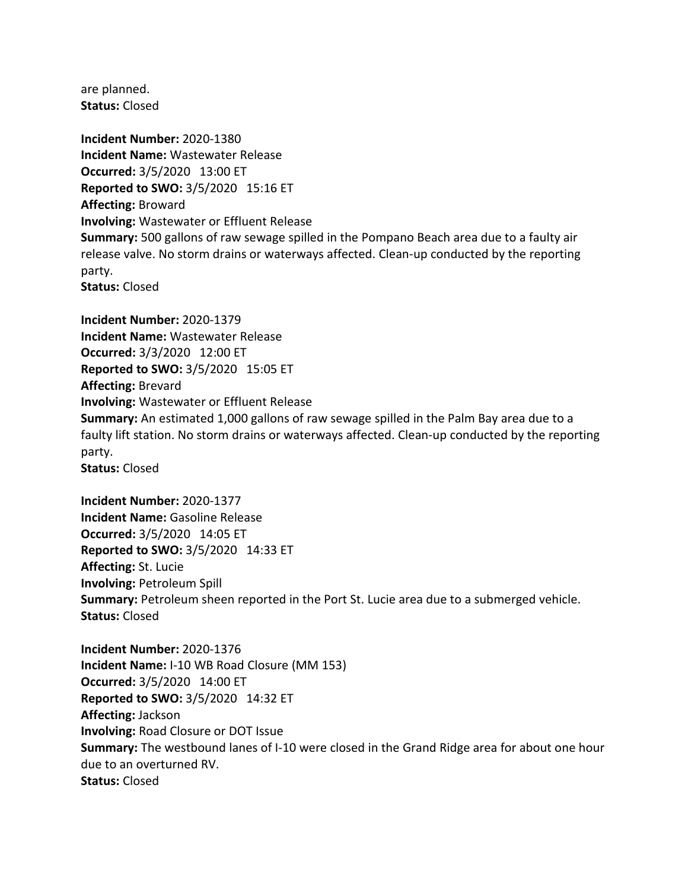are planned.
**Status:** Closed

**Incident Number:** 2020-1380
**Incident Name:** Wastewater Release
**Occurred:** 3/5/2020 13:00 ET
**Reported to SWO:** 3/5/2020 15:16 ET
**Affecting:** Broward
**Involving:** Wastewater or Effluent Release
**Summary:** 500 gallons of raw sewage spilled in the Pompano Beach area due to a faulty air release valve. No storm drains or waterways affected. Clean-up conducted by the reporting party.
**Status:** Closed

**Incident Number:** 2020-1379
**Incident Name:** Wastewater Release
**Occurred:** 3/3/2020 12:00 ET
**Reported to SWO:** 3/5/2020 15:05 ET
**Affecting:** Brevard
**Involving:** Wastewater or Effluent Release
**Summary:** An estimated 1,000 gallons of raw sewage spilled in the Palm Bay area due to a faulty lift station. No storm drains or waterways affected. Clean-up conducted by the reporting party.
**Status:** Closed

**Incident Number:** 2020-1377
**Incident Name:** Gasoline Release
**Occurred:** 3/5/2020 14:05 ET
**Reported to SWO:** 3/5/2020 14:33 ET
**Affecting:** St. Lucie
**Involving:** Petroleum Spill
**Summary:** Petroleum sheen reported in the Port St. Lucie area due to a submerged vehicle.
**Status:** Closed

**Incident Number:** 2020-1376
**Incident Name:** I-10 WB Road Closure (MM 153)
**Occurred:** 3/5/2020 14:00 ET
**Reported to SWO:** 3/5/2020 14:32 ET
**Affecting:** Jackson
**Involving:** Road Closure or DOT Issue
**Summary:** The westbound lanes of I-10 were closed in the Grand Ridge area for about one hour due to an overturned RV.
**Status:** Closed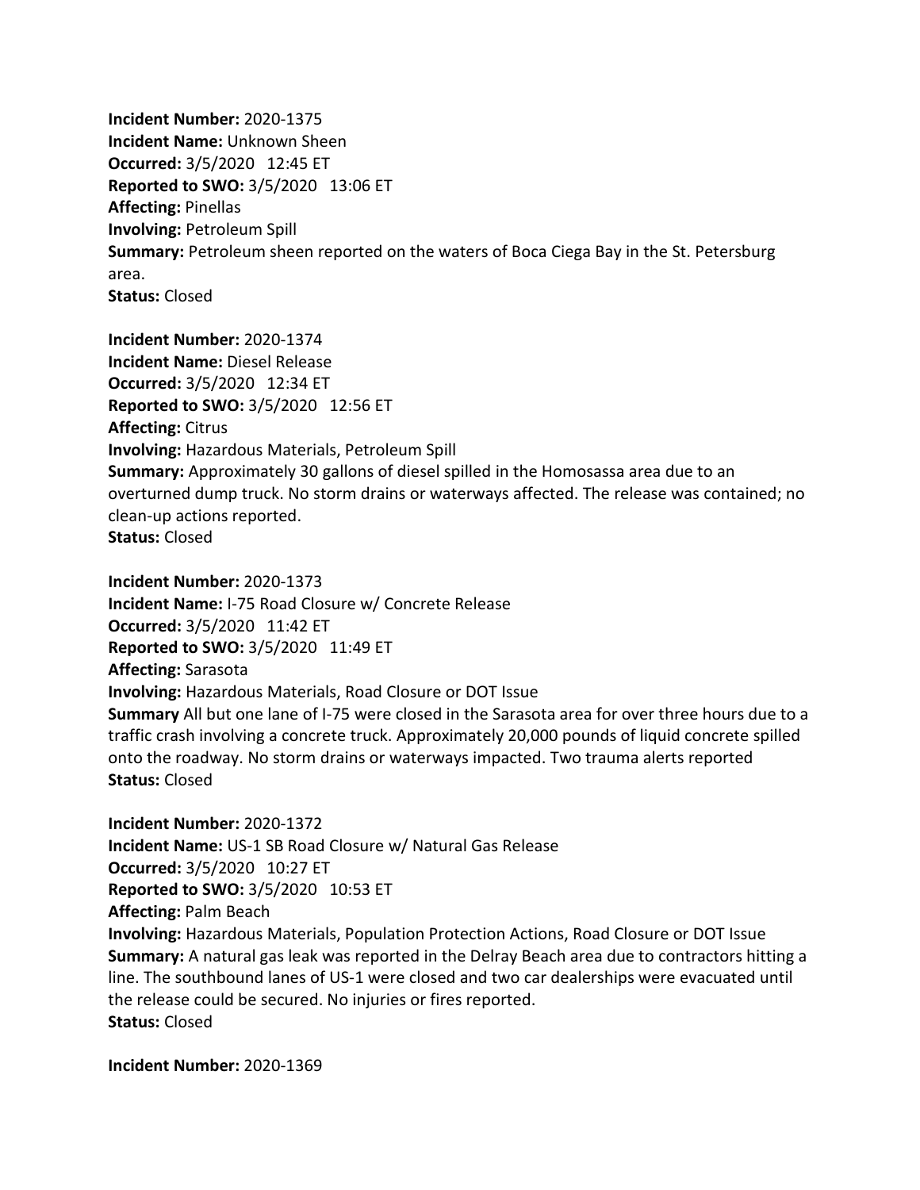**Incident Number:** 2020-1375
**Incident Name:** Unknown Sheen
**Occurred:** 3/5/2020 12:45 ET
**Reported to SWO:** 3/5/2020 13:06 ET
**Affecting:** Pinellas
**Involving:** Petroleum Spill
**Summary:** Petroleum sheen reported on the waters of Boca Ciega Bay in the St. Petersburg area.
**Status:** Closed

**Incident Number:** 2020-1374
**Incident Name:** Diesel Release
**Occurred:** 3/5/2020 12:34 ET
**Reported to SWO:** 3/5/2020 12:56 ET
**Affecting:** Citrus
**Involving:** Hazardous Materials, Petroleum Spill
**Summary:** Approximately 30 gallons of diesel spilled in the Homosassa area due to an overturned dump truck. No storm drains or waterways affected. The release was contained; no clean-up actions reported.
**Status:** Closed

**Incident Number:** 2020-1373
**Incident Name:** I-75 Road Closure w/ Concrete Release
**Occurred:** 3/5/2020 11:42 ET
**Reported to SWO:** 3/5/2020 11:49 ET
**Affecting:** Sarasota
**Involving:** Hazardous Materials, Road Closure or DOT Issue
**Summary** All but one lane of I-75 were closed in the Sarasota area for over three hours due to a traffic crash involving a concrete truck. Approximately 20,000 pounds of liquid concrete spilled onto the roadway. No storm drains or waterways impacted. Two trauma alerts reported
**Status:** Closed

**Incident Number:** 2020-1372
**Incident Name:** US-1 SB Road Closure w/ Natural Gas Release
**Occurred:** 3/5/2020 10:27 ET
**Reported to SWO:** 3/5/2020 10:53 ET
**Affecting:** Palm Beach
**Involving:** Hazardous Materials, Population Protection Actions, Road Closure or DOT Issue
**Summary:** A natural gas leak was reported in the Delray Beach area due to contractors hitting a line. The southbound lanes of US-1 were closed and two car dealerships were evacuated until the release could be secured. No injuries or fires reported.
**Status:** Closed

**Incident Number:** 2020-1369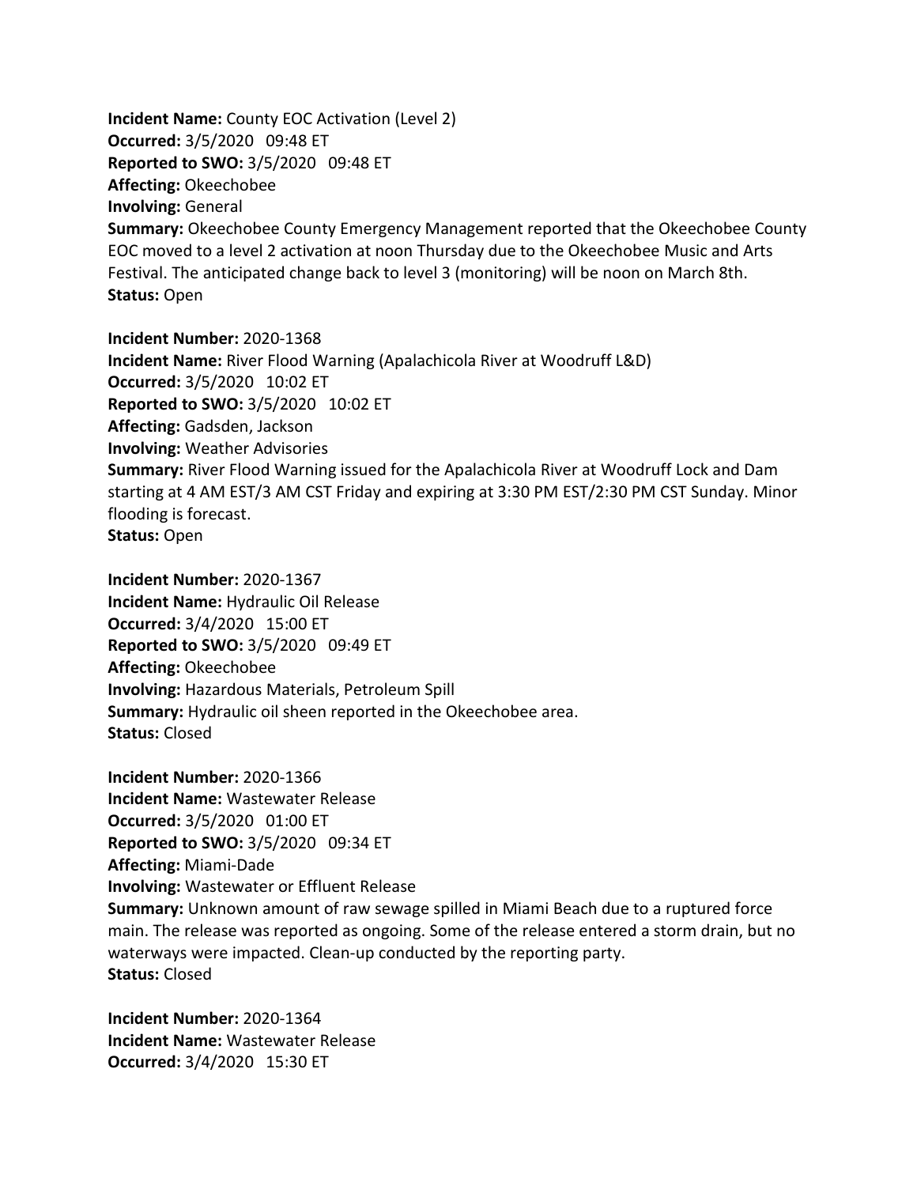**Incident Name:** County EOC Activation (Level 2)
**Occurred:** 3/5/2020 09:48 ET
**Reported to SWO:** 3/5/2020 09:48 ET
**Affecting:** Okeechobee
**Involving:** General
**Summary:** Okeechobee County Emergency Management reported that the Okeechobee County EOC moved to a level 2 activation at noon Thursday due to the Okeechobee Music and Arts Festival. The anticipated change back to level 3 (monitoring) will be noon on March 8th.
**Status:** Open

**Incident Number:** 2020-1368
**Incident Name:** River Flood Warning (Apalachicola River at Woodruff L&D)
**Occurred:** 3/5/2020 10:02 ET
**Reported to SWO:** 3/5/2020 10:02 ET
**Affecting:** Gadsden, Jackson
**Involving:** Weather Advisories
**Summary:** River Flood Warning issued for the Apalachicola River at Woodruff Lock and Dam starting at 4 AM EST/3 AM CST Friday and expiring at 3:30 PM EST/2:30 PM CST Sunday. Minor flooding is forecast.
**Status:** Open

**Incident Number:** 2020-1367
**Incident Name:** Hydraulic Oil Release
**Occurred:** 3/4/2020 15:00 ET
**Reported to SWO:** 3/5/2020 09:49 ET
**Affecting:** Okeechobee
**Involving:** Hazardous Materials, Petroleum Spill
**Summary:** Hydraulic oil sheen reported in the Okeechobee area.
**Status:** Closed

**Incident Number:** 2020-1366
**Incident Name:** Wastewater Release
**Occurred:** 3/5/2020 01:00 ET
**Reported to SWO:** 3/5/2020 09:34 ET
**Affecting:** Miami-Dade
**Involving:** Wastewater or Effluent Release
**Summary:** Unknown amount of raw sewage spilled in Miami Beach due to a ruptured force main. The release was reported as ongoing. Some of the release entered a storm drain, but no waterways were impacted. Clean-up conducted by the reporting party.
**Status:** Closed

**Incident Number:** 2020-1364
**Incident Name:** Wastewater Release
**Occurred:** 3/4/2020 15:30 ET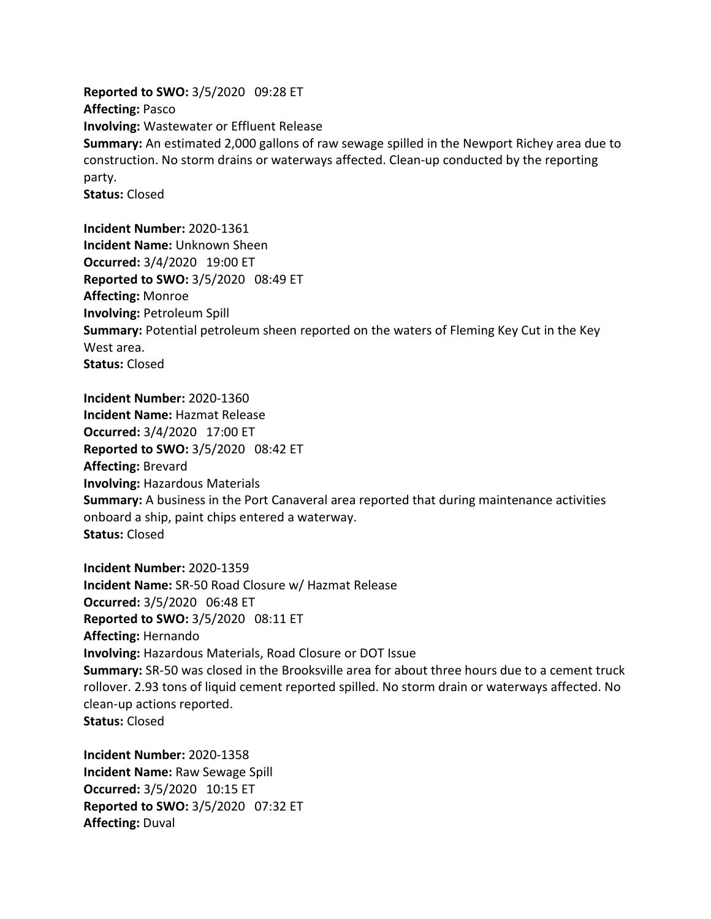**Reported to SWO:** 3/5/2020 09:28 ET
**Affecting:** Pasco
**Involving:** Wastewater or Effluent Release
**Summary:** An estimated 2,000 gallons of raw sewage spilled in the Newport Richey area due to construction. No storm drains or waterways affected. Clean-up conducted by the reporting party.
**Status:** Closed

**Incident Number:** 2020-1361
**Incident Name:** Unknown Sheen
**Occurred:** 3/4/2020 19:00 ET
**Reported to SWO:** 3/5/2020 08:49 ET
**Affecting:** Monroe
**Involving:** Petroleum Spill
**Summary:** Potential petroleum sheen reported on the waters of Fleming Key Cut in the Key West area.
**Status:** Closed

**Incident Number:** 2020-1360
**Incident Name:** Hazmat Release
**Occurred:** 3/4/2020 17:00 ET
**Reported to SWO:** 3/5/2020 08:42 ET
**Affecting:** Brevard
**Involving:** Hazardous Materials
**Summary:** A business in the Port Canaveral area reported that during maintenance activities onboard a ship, paint chips entered a waterway.
**Status:** Closed

**Incident Number:** 2020-1359
**Incident Name:** SR-50 Road Closure w/ Hazmat Release
**Occurred:** 3/5/2020 06:48 ET
**Reported to SWO:** 3/5/2020 08:11 ET
**Affecting:** Hernando
**Involving:** Hazardous Materials, Road Closure or DOT Issue
**Summary:** SR-50 was closed in the Brooksville area for about three hours due to a cement truck rollover. 2.93 tons of liquid cement reported spilled. No storm drain or waterways affected. No clean-up actions reported.
**Status:** Closed

**Incident Number:** 2020-1358
**Incident Name:** Raw Sewage Spill
**Occurred:** 3/5/2020 10:15 ET
**Reported to SWO:** 3/5/2020 07:32 ET
**Affecting:** Duval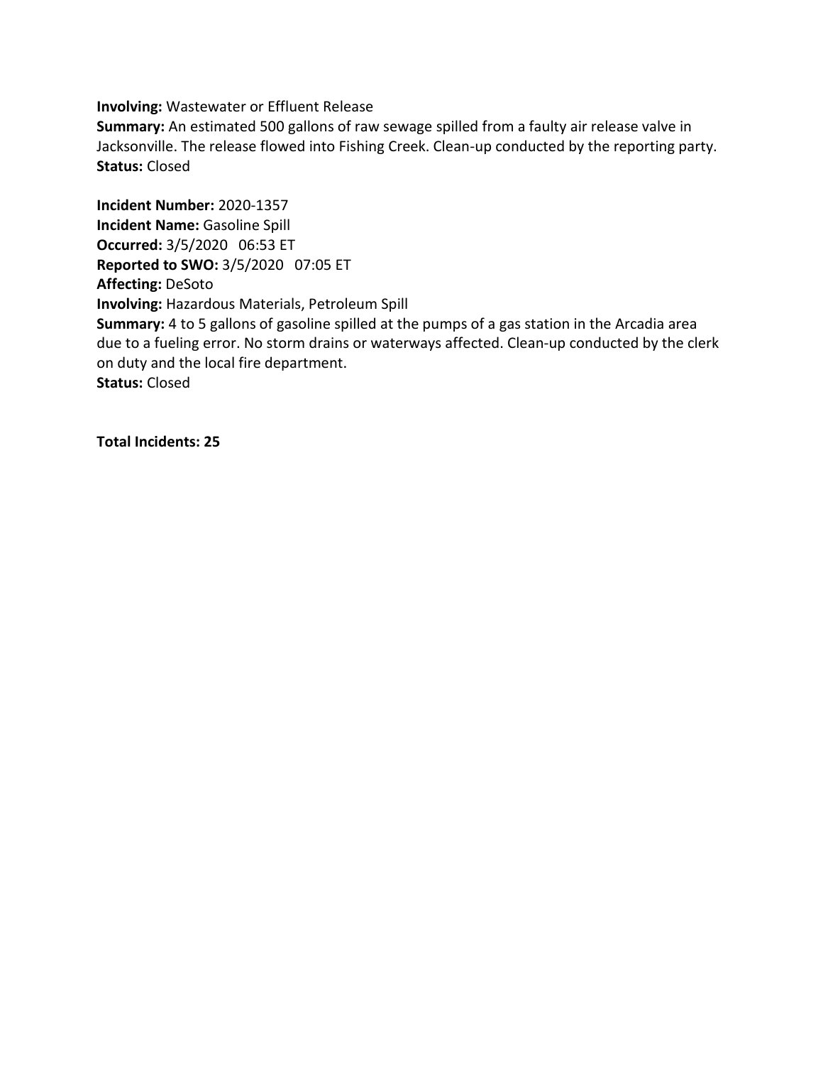**Involving:** Wastewater or Effluent Release
**Summary:** An estimated 500 gallons of raw sewage spilled from a faulty air release valve in Jacksonville. The release flowed into Fishing Creek. Clean-up conducted by the reporting party.
**Status:** Closed

**Incident Number:** 2020-1357
**Incident Name:** Gasoline Spill
**Occurred:** 3/5/2020 06:53 ET
**Reported to SWO:** 3/5/2020 07:05 ET
**Affecting:** DeSoto
**Involving:** Hazardous Materials, Petroleum Spill
**Summary:** 4 to 5 gallons of gasoline spilled at the pumps of a gas station in the Arcadia area due to a fueling error. No storm drains or waterways affected. Clean-up conducted by the clerk on duty and the local fire department.
**Status:** Closed

**Total Incidents: 25**